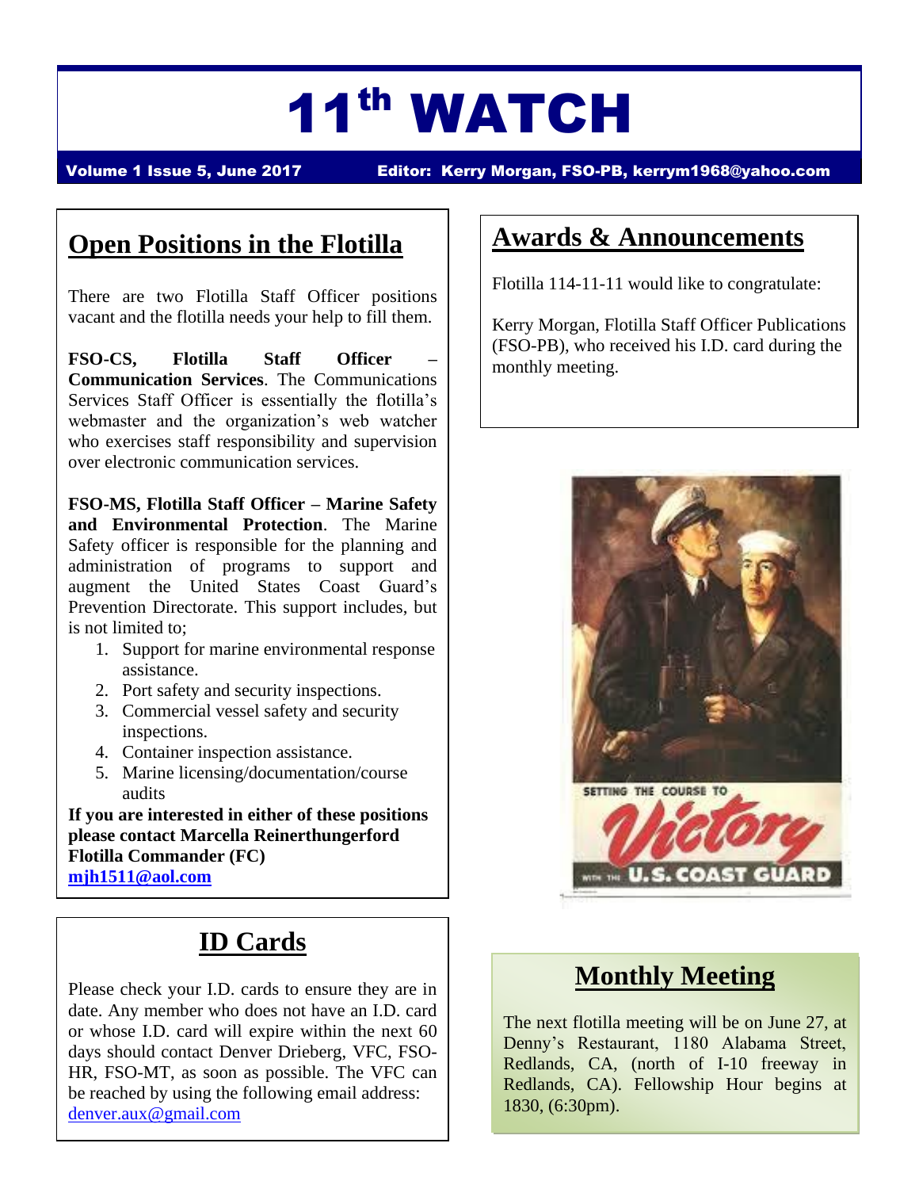# 11th WATCH

**Volume 1 Issue 5, June 2017** **Editor: Kerry Morgan, FSO-PB, kerrym1968@yahoo.com**

## Open Positions in the Flotilla

There are two Flotilla Staff Officer positions vacant and the flotilla needs your help to fill them.

**FSO-CS, Flotilla Staff Officer – Communication Services**. The Communications Services Staff Officer is essentially the flotilla's webmaster and the organization's web watcher who exercises staff responsibility and supervision over electronic communication services.

**FSO-MS, Flotilla Staff Officer – Marine Safety and Environmental Protection**. The Marine Safety officer is responsible for the planning and administration of programs to support and augment the United States Coast Guard's Prevention Directorate. This support includes, but is not limited to;

1. Support for marine environmental response assistance.
2. Port safety and security inspections.
3. Commercial vessel safety and security inspections.
4. Container inspection assistance.
5. Marine licensing/documentation/course audits

**If you are interested in either of these positions please contact Marcella Reinerthungerford Flotilla Commander (FC)**
**mjh1511@aol.com**

## ID Cards

Please check your I.D. cards to ensure they are in date. Any member who does not have an I.D. card or whose I.D. card will expire within the next 60 days should contact Denver Drieberg, VFC, FSO-HR, FSO-MT, as soon as possible. The VFC can be reached by using the following email address: denver.aux@gmail.com

## Awards & Announcements

Flotilla 114-11-11 would like to congratulate:

Kerry Morgan, Flotilla Staff Officer Publications (FSO-PB), who received his I.D. card during the monthly meeting.

SETTING THE COURSE TO Victory WITH THE U.S. COAST GUARD

## Monthly Meeting

The next flotilla meeting will be on June 27, at Denny's Restaurant, 1180 Alabama Street, Redlands, CA, (north of I-10 freeway in Redlands, CA). Fellowship Hour begins at 1830, (6:30pm).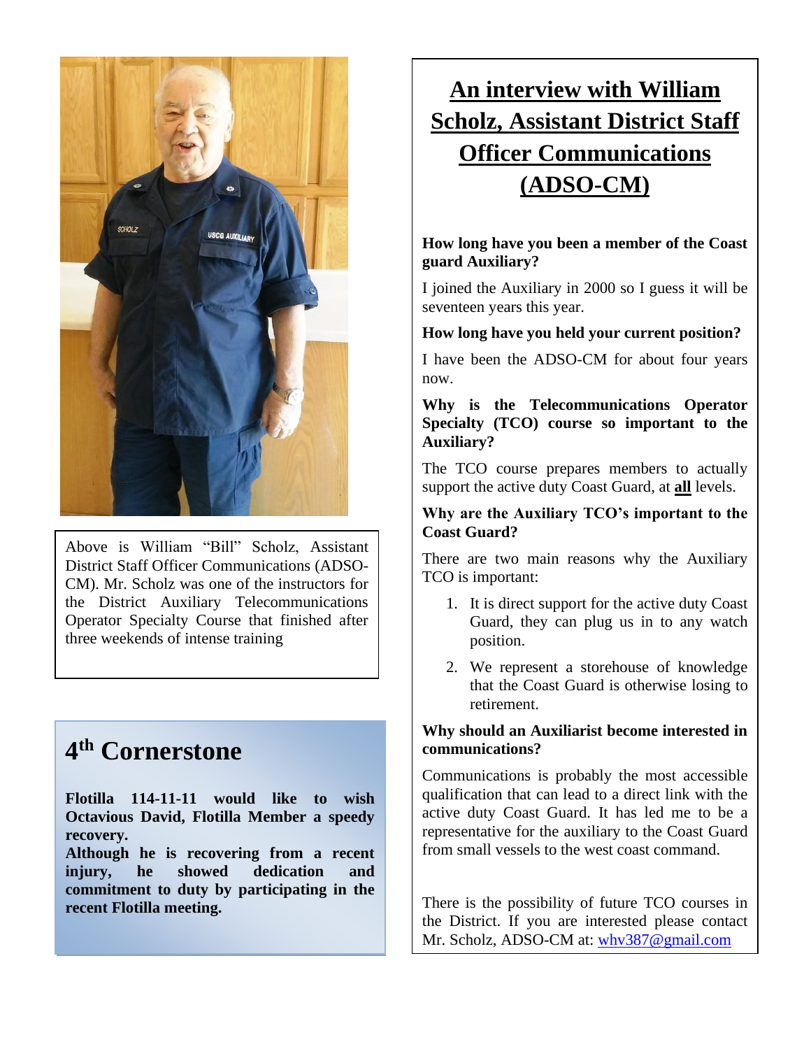Above is William "Bill" Scholz, Assistant District Staff Officer Communications (ADSO-CM). Mr. Scholz was one of the instructors for the District Auxiliary Telecommunications Operator Specialty Course that finished after three weekends of intense training

## 4th Cornerstone

**Flotilla 114-11-11 would like to wish Octavious David, Flotilla Member a speedy recovery.**
**Although he is recovering from a recent injury, he showed dedication and commitment to duty by participating in the recent Flotilla meeting.**

# An interview with William Scholz, Assistant District Staff Officer Communications (ADSO-CM)

**How long have you been a member of the Coast guard Auxiliary?**

I joined the Auxiliary in 2000 so I guess it will be seventeen years this year.

**How long have you held your current position?**

I have been the ADSO-CM for about four years now.

**Why is the Telecommunications Operator Specialty (TCO) course so important to the Auxiliary?**

The TCO course prepares members to actually support the active duty Coast Guard, at **all** levels.

**Why are the Auxiliary TCO's important to the Coast Guard?**

There are two main reasons why the Auxiliary TCO is important:

1. It is direct support for the active duty Coast Guard, they can plug us in to any watch position.
2. We represent a storehouse of knowledge that the Coast Guard is otherwise losing to retirement.

**Why should an Auxiliarist become interested in communications?**

Communications is probably the most accessible qualification that can lead to a direct link with the active duty Coast Guard. It has led me to be a representative for the auxiliary to the Coast Guard from small vessels to the west coast command.

There is the possibility of future TCO courses in the District. If you are interested please contact Mr. Scholz, ADSO-CM at: whv387@gmail.com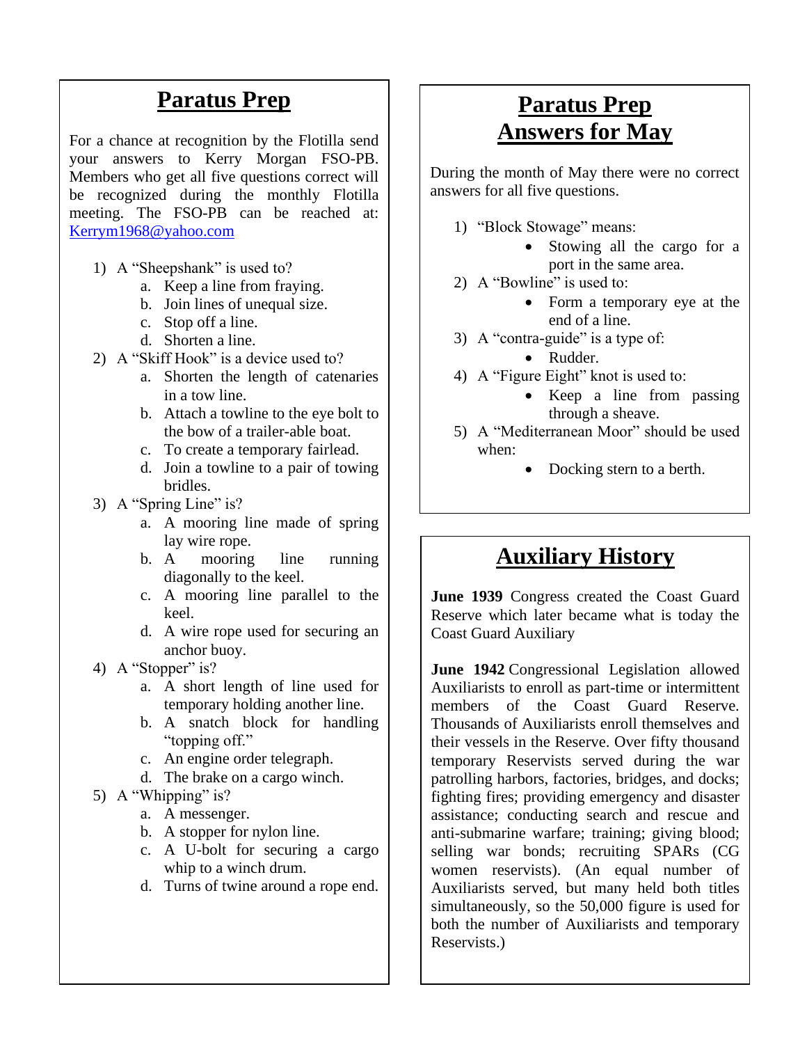## Paratus Prep

For a chance at recognition by the Flotilla send your answers to Kerry Morgan FSO-PB. Members who get all five questions correct will be recognized during the monthly Flotilla meeting. The FSO-PB can be reached at: Kerrym1968@yahoo.com

1) A "Sheepshank" is used to?
   a. Keep a line from fraying.
   b. Join lines of unequal size.
   c. Stop off a line.
   d. Shorten a line.
2) A "Skiff Hook" is a device used to?
   a. Shorten the length of catenaries in a tow line.
   b. Attach a towline to the eye bolt to the bow of a trailer-able boat.
   c. To create a temporary fairlead.
   d. Join a towline to a pair of towing bridles.
3) A "Spring Line" is?
   a. A mooring line made of spring lay wire rope.
   b. A mooring line running diagonally to the keel.
   c. A mooring line parallel to the keel.
   d. A wire rope used for securing an anchor buoy.
4) A "Stopper" is?
   a. A short length of line used for temporary holding another line.
   b. A snatch block for handling "topping off."
   c. An engine order telegraph.
   d. The brake on a cargo winch.
5) A "Whipping" is?
   a. A messenger.
   b. A stopper for nylon line.
   c. A U-bolt for securing a cargo whip to a winch drum.
   d. Turns of twine around a rope end.

## Paratus Prep Answers for May

During the month of May there were no correct answers for all five questions.

1) "Block Stowage" means:
   - Stowing all the cargo for a port in the same area.
2) A "Bowline" is used to:
   - Form a temporary eye at the end of a line.
3) A "contra-guide" is a type of:
   - Rudder.
4) A "Figure Eight" knot is used to:
   - Keep a line from passing through a sheave.
5) A "Mediterranean Moor" should be used when:
   - Docking stern to a berth.

## Auxiliary History

**June 1939** Congress created the Coast Guard Reserve which later became what is today the Coast Guard Auxiliary

**June 1942** Congressional Legislation allowed Auxiliarists to enroll as part-time or intermittent members of the Coast Guard Reserve. Thousands of Auxiliarists enroll themselves and their vessels in the Reserve. Over fifty thousand temporary Reservists served during the war patrolling harbors, factories, bridges, and docks; fighting fires; providing emergency and disaster assistance; conducting search and rescue and anti-submarine warfare; training; giving blood; selling war bonds; recruiting SPARs (CG women reservists). (An equal number of Auxiliarists served, but many held both titles simultaneously, so the 50,000 figure is used for both the number of Auxiliarists and temporary Reservists.)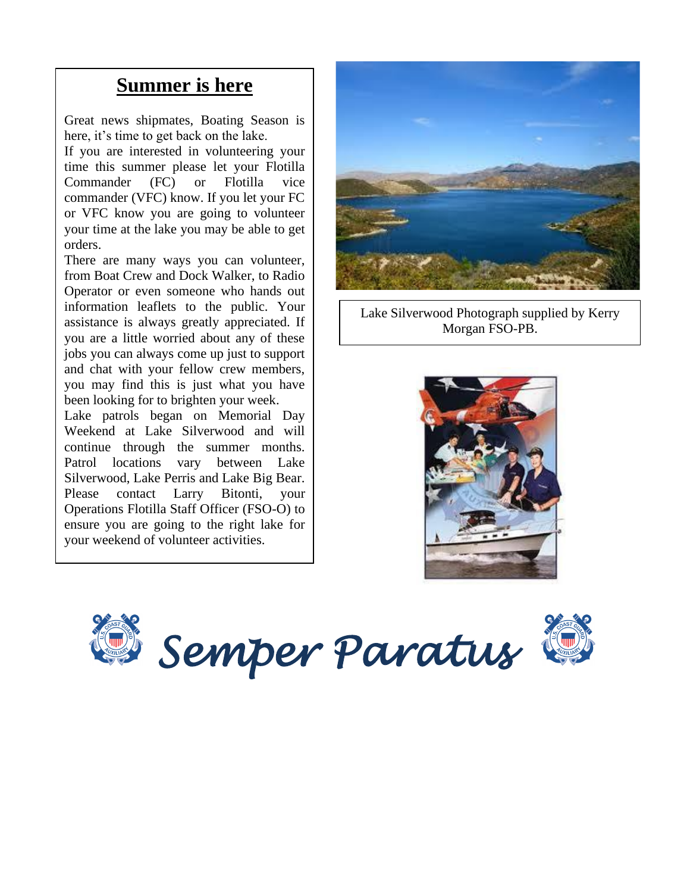## Summer is here

Great news shipmates, Boating Season is here, it's time to get back on the lake.

If you are interested in volunteering your time this summer please let your Flotilla Commander (FC) or Flotilla vice commander (VFC) know. If you let your FC or VFC know you are going to volunteer your time at the lake you may be able to get orders.

There are many ways you can volunteer, from Boat Crew and Dock Walker, to Radio Operator or even someone who hands out information leaflets to the public. Your assistance is always greatly appreciated. If you are a little worried about any of these jobs you can always come up just to support and chat with your fellow crew members, you may find this is just what you have been looking for to brighten your week.

Lake patrols began on Memorial Day Weekend at Lake Silverwood and will continue through the summer months. Patrol locations vary between Lake Silverwood, Lake Perris and Lake Big Bear. Please contact Larry Bitonti, your Operations Flotilla Staff Officer (FSO-O) to ensure you are going to the right lake for your weekend of volunteer activities.

Lake Silverwood Photograph supplied by Kerry Morgan FSO-PB.

*Semper Paratus*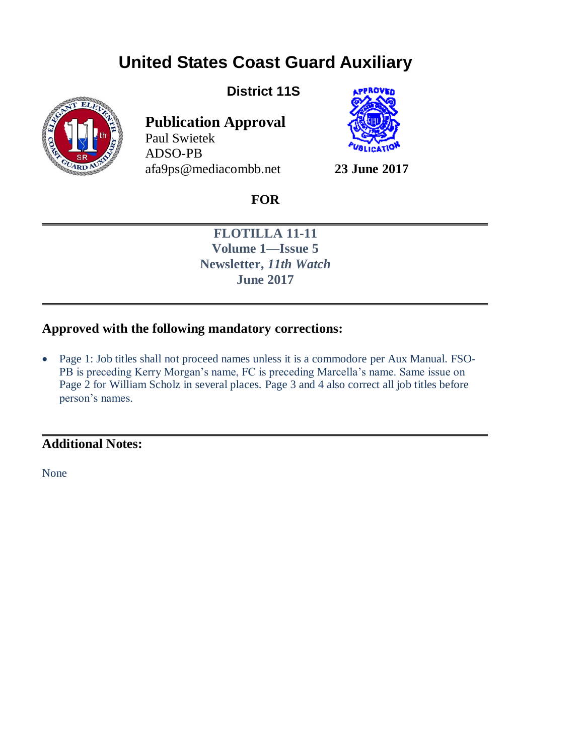# United States Coast Guard Auxiliary

**District 11S**

## Publication Approval

Paul Swietek
ADSO-PB
afa9ps@mediacombb.net

**23 June 2017**

**FOR**

---

**FLOTILLA 11-11**
**Volume 1—Issue 5**
**Newsletter, *11th Watch***
**June 2017**

---

### Approved with the following mandatory corrections:

- Page 1: Job titles shall not proceed names unless it is a commodore per Aux Manual. FSO-PB is preceding Kerry Morgan's name, FC is preceding Marcella's name. Same issue on Page 2 for William Scholz in several places. Page 3 and 4 also correct all job titles before person's names.

---

### Additional Notes:

None